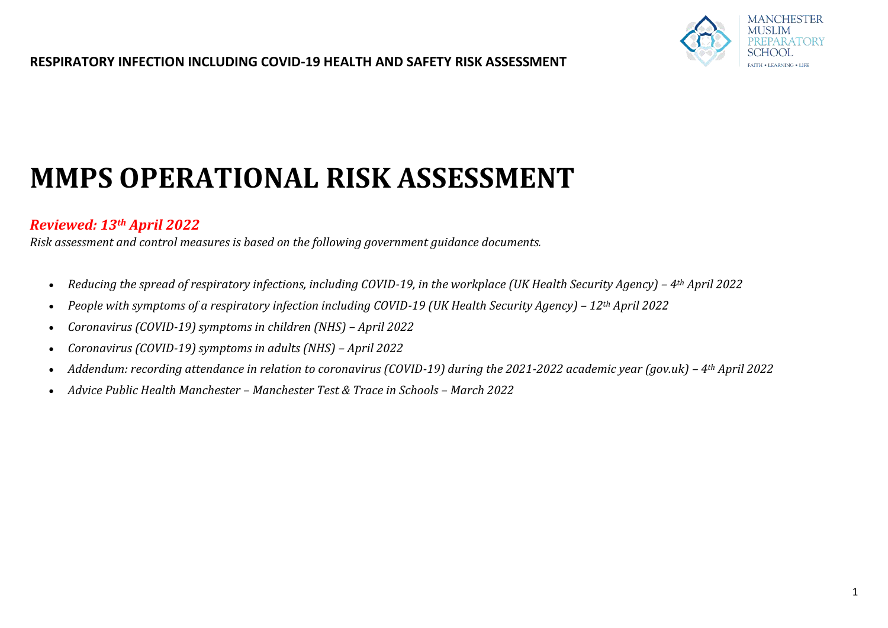**RESPIRATORY INFECTION INCLUDING COVID-19 HEALTH AND SAFETY RISK ASSESSMENT**

MANCHESTER MUSLIM PREPARATORY SCHOOL
FAITH • LEARNING • LIFE

# MMPS OPERATIONAL RISK ASSESSMENT

***Reviewed: 13th April 2022***

*Risk assessment and control measures is based on the following government guidance documents.*

- *Reducing the spread of respiratory infections, including COVID-19, in the workplace (UK Health Security Agency) – 4th April 2022*
- *People with symptoms of a respiratory infection including COVID-19 (UK Health Security Agency) – 12th April 2022*
- *Coronavirus (COVID-19) symptoms in children (NHS) – April 2022*
- *Coronavirus (COVID-19) symptoms in adults (NHS) – April 2022*
- *Addendum: recording attendance in relation to coronavirus (COVID-19) during the 2021-2022 academic year (gov.uk) – 4th April 2022*
- *Advice Public Health Manchester – Manchester Test & Trace in Schools – March 2022*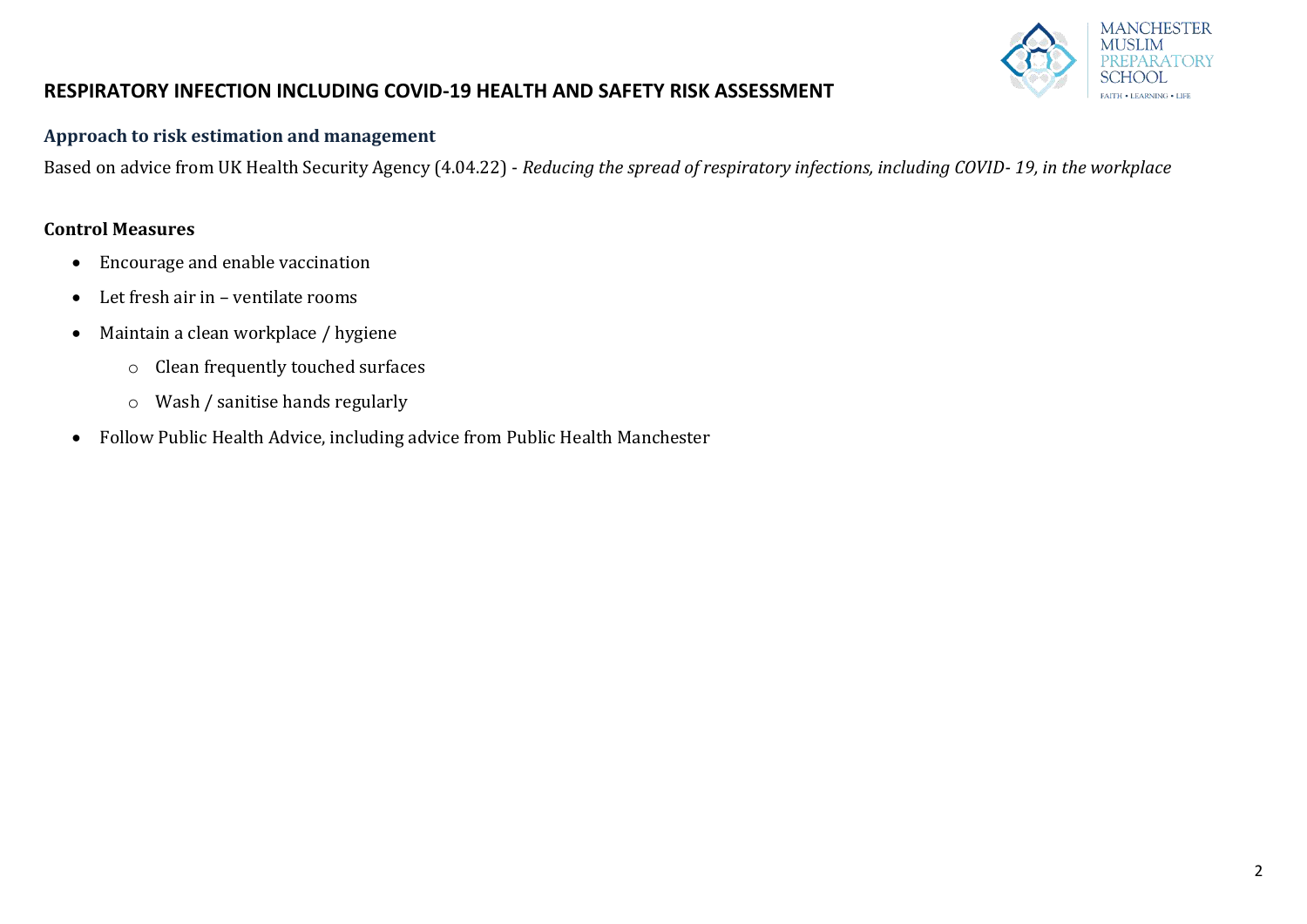# RESPIRATORY INFECTION INCLUDING COVID-19 HEALTH AND SAFETY RISK ASSESSMENT

## Approach to risk estimation and management

Based on advice from UK Health Security Agency (4.04.22) - *Reducing the spread of respiratory infections, including COVID- 19, in the workplace*

**Control Measures**

- Encourage and enable vaccination
- Let fresh air in – ventilate rooms
- Maintain a clean workplace / hygiene
  - Clean frequently touched surfaces
  - Wash / sanitise hands regularly
- Follow Public Health Advice, including advice from Public Health Manchester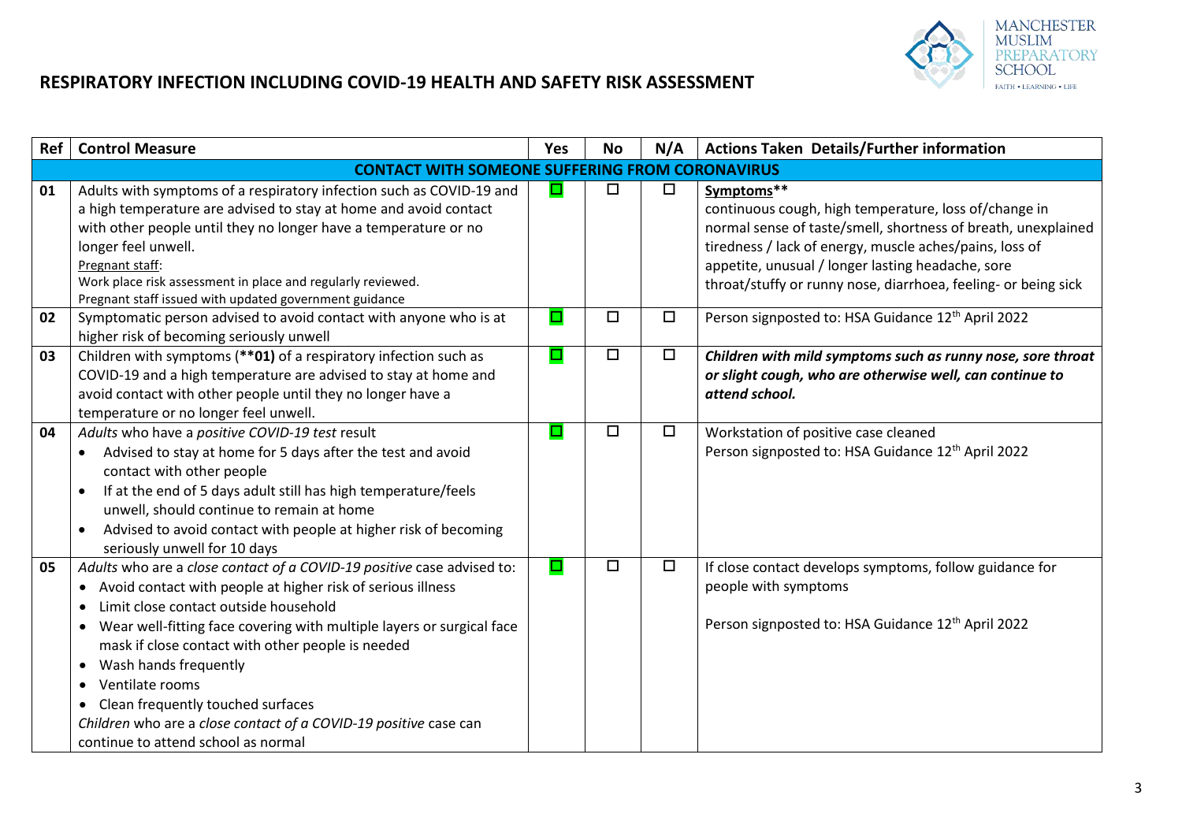# RESPIRATORY INFECTION INCLUDING COVID-19 HEALTH AND SAFETY RISK ASSESSMENT

| Ref | Control Measure | Yes | No | N/A | Actions Taken Details/Further information |
|---|---|---|---|---|---|
| **CONTACT WITH SOMEONE SUFFERING FROM CORONAVIRUS** | | | | | |
| 01 | Adults with symptoms of a respiratory infection such as COVID-19 and a high temperature are advised to stay at home and avoid contact with other people until they no longer have a temperature or no longer feel unwell.<br>Pregnant staff:<br>Work place risk assessment in place and regularly reviewed.<br>Pregnant staff issued with updated government guidance | ☑ | ☐ | ☐ | Symptoms**<br>continuous cough, high temperature, loss of/change in normal sense of taste/smell, shortness of breath, unexplained tiredness / lack of energy, muscle aches/pains, loss of appetite, unusual / longer lasting headache, sore throat/stuffy or runny nose, diarrhoea, feeling- or being sick |
| 02 | Symptomatic person advised to avoid contact with anyone who is at higher risk of becoming seriously unwell | ☑ | ☐ | ☐ | Person signposted to: HSA Guidance 12th April 2022 |
| 03 | Children with symptoms (**01) of a respiratory infection such as COVID-19 and a high temperature are advised to stay at home and avoid contact with other people until they no longer have a temperature or no longer feel unwell. | ☑ | ☐ | ☐ | ***Children with mild symptoms such as runny nose, sore throat or slight cough, who are otherwise well, can continue to attend school.*** |
| 04 | *Adults* who have a *positive COVID-19 test* result<br>• Advised to stay at home for 5 days after the test and avoid contact with other people<br>• If at the end of 5 days adult still has high temperature/feels unwell, should continue to remain at home<br>• Advised to avoid contact with people at higher risk of becoming seriously unwell for 10 days | ☑ | ☐ | ☐ | Workstation of positive case cleaned<br>Person signposted to: HSA Guidance 12th April 2022 |
| 05 | *Adults* who are a *close contact of a COVID-19 positive* case advised to:<br>• Avoid contact with people at higher risk of serious illness<br>• Limit close contact outside household<br>• Wear well-fitting face covering with multiple layers or surgical face mask if close contact with other people is needed<br>• Wash hands frequently<br>• Ventilate rooms<br>• Clean frequently touched surfaces<br>*Children* who are a *close contact of a COVID-19 positive* case can continue to attend school as normal | ☑ | ☐ | ☐ | If close contact develops symptoms, follow guidance for people with symptoms<br><br>Person signposted to: HSA Guidance 12th April 2022 |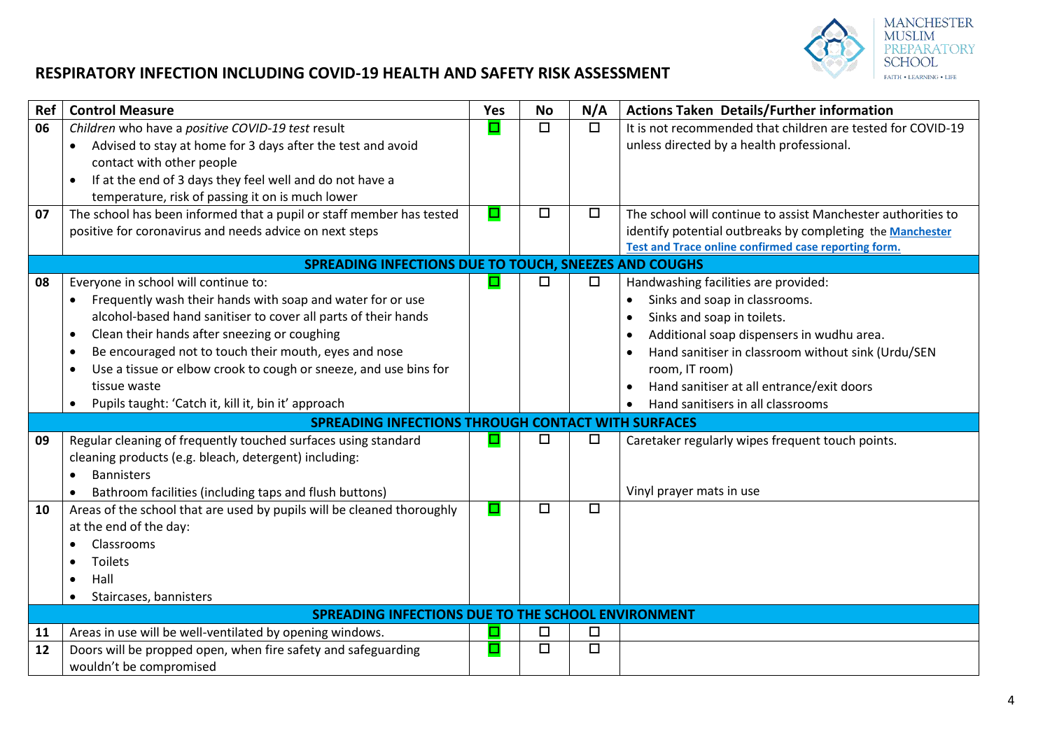# RESPIRATORY INFECTION INCLUDING COVID-19 HEALTH AND SAFETY RISK ASSESSMENT

| Ref | Control Measure | Yes | No | N/A | Actions Taken Details/Further information |
|---|---|---|---|---|---|
| 06 | *Children* who have a *positive COVID-19 test* result<br>• Advised to stay at home for 3 days after the test and avoid contact with other people<br>• If at the end of 3 days they feel well and do not have a temperature, risk of passing it on is much lower | ☑ | ☐ | ☐ | It is not recommended that children are tested for COVID-19 unless directed by a health professional. |
| 07 | The school has been informed that a pupil or staff member has tested positive for coronavirus and needs advice on next steps | ☑ | ☐ | ☐ | The school will continue to assist Manchester authorities to identify potential outbreaks by completing the **Manchester Test and Trace online confirmed case reporting form.** |
| | **SPREADING INFECTIONS DUE TO TOUCH, SNEEZES AND COUGHS** | | | | |
| 08 | Everyone in school will continue to:<br>• Frequently wash their hands with soap and water for or use alcohol-based hand sanitiser to cover all parts of their hands<br>• Clean their hands after sneezing or coughing<br>• Be encouraged not to touch their mouth, eyes and nose<br>• Use a tissue or elbow crook to cough or sneeze, and use bins for tissue waste<br>• Pupils taught: 'Catch it, kill it, bin it' approach | ☑ | ☐ | ☐ | Handwashing facilities are provided:<br>• Sinks and soap in classrooms.<br>• Sinks and soap in toilets.<br>• Additional soap dispensers in wudhu area.<br>• Hand sanitiser in classroom without sink (Urdu/SEN room, IT room)<br>• Hand sanitiser at all entrance/exit doors<br>• Hand sanitisers in all classrooms |
| | **SPREADING INFECTIONS THROUGH CONTACT WITH SURFACES** | | | | |
| 09 | Regular cleaning of frequently touched surfaces using standard cleaning products (e.g. bleach, detergent) including:<br>• Bannisters<br>• Bathroom facilities (including taps and flush buttons) | ☑ | ☐ | ☐ | Caretaker regularly wipes frequent touch points.<br><br>Vinyl prayer mats in use |
| 10 | Areas of the school that are used by pupils will be cleaned thoroughly at the end of the day:<br>• Classrooms<br>• Toilets<br>• Hall<br>• Staircases, bannisters | ☑ | ☐ | ☐ | |
| | **SPREADING INFECTIONS DUE TO THE SCHOOL ENVIRONMENT** | | | | |
| 11 | Areas in use will be well-ventilated by opening windows. | ☑ | ☐ | ☐ | |
| 12 | Doors will be propped open, when fire safety and safeguarding wouldn't be compromised | ☑ | ☐ | ☐ | |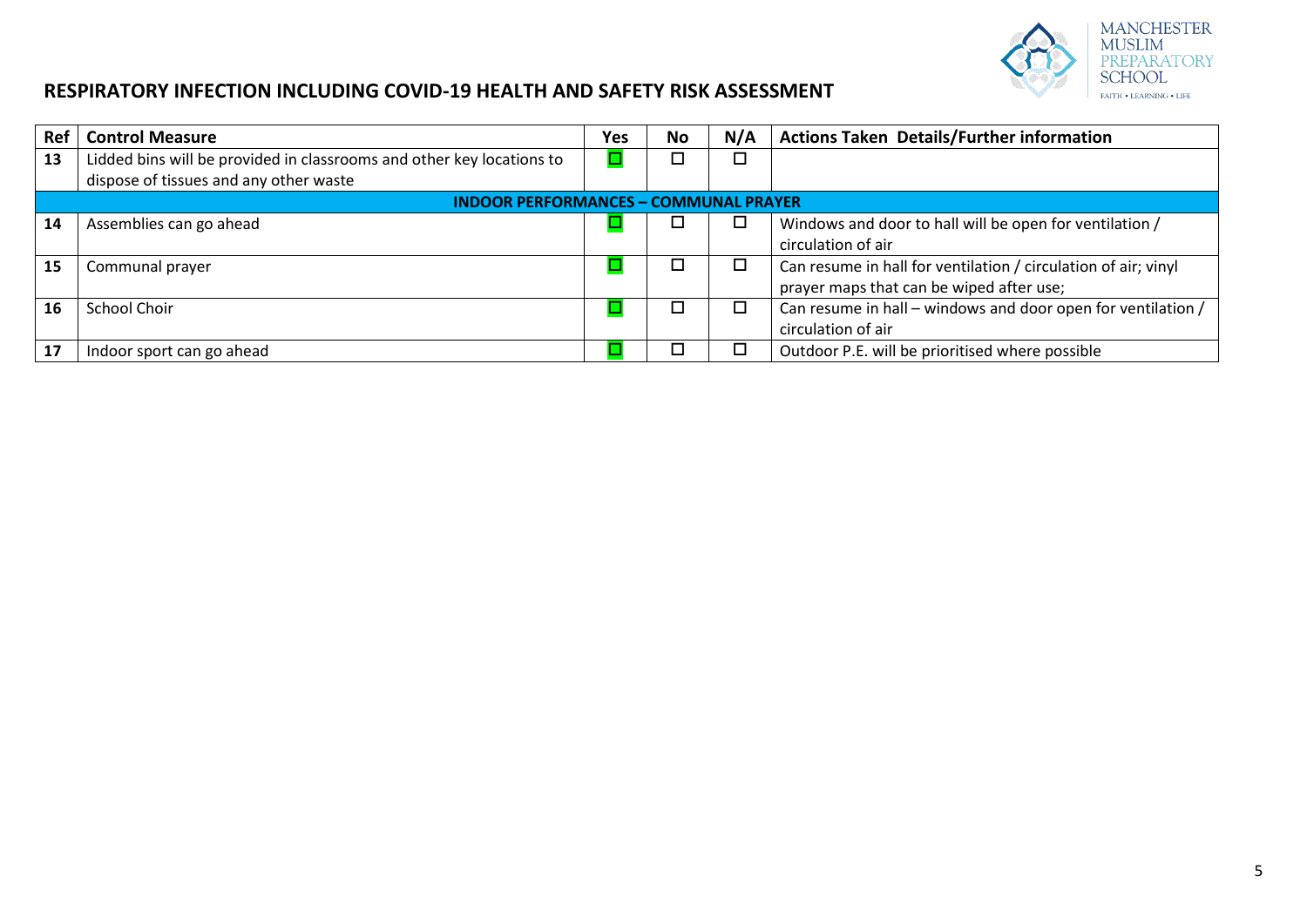## RESPIRATORY INFECTION INCLUDING COVID-19 HEALTH AND SAFETY RISK ASSESSMENT

| Ref | Control Measure | Yes | No | N/A | Actions Taken Details/Further information |
|---|---|---|---|---|---|
| 13 | Lidded bins will be provided in classrooms and other key locations to dispose of tissues and any other waste | ☑ | ☐ | ☐ | |
| | **INDOOR PERFORMANCES – COMMUNAL PRAYER** | | | | |
| 14 | Assemblies can go ahead | ☑ | ☐ | ☐ | Windows and door to hall will be open for ventilation / circulation of air |
| 15 | Communal prayer | ☑ | ☐ | ☐ | Can resume in hall for ventilation / circulation of air; vinyl prayer maps that can be wiped after use; |
| 16 | School Choir | ☑ | ☐ | ☐ | Can resume in hall – windows and door open for ventilation / circulation of air |
| 17 | Indoor sport can go ahead | ☑ | ☐ | ☐ | Outdoor P.E. will be prioritised where possible |